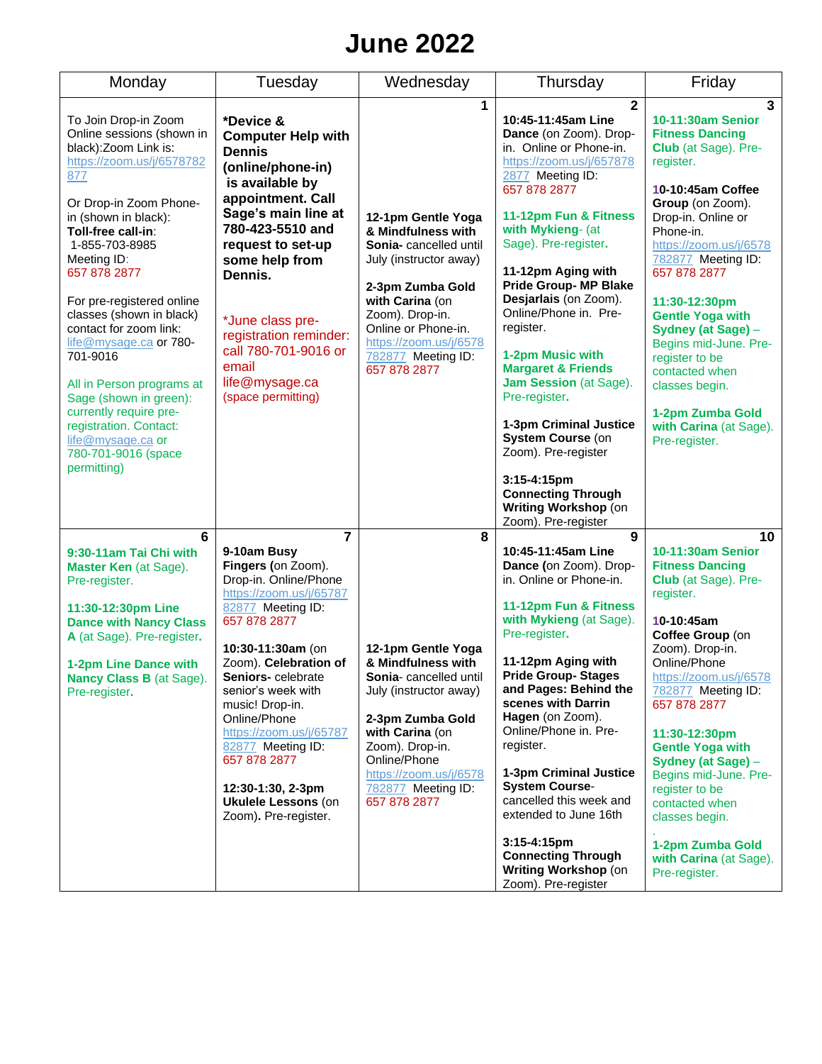# June 2022

| Monday | Tuesday | Wednesday | Thursday | Friday |
|---|---|---|---|---|
| To Join Drop-in Zoom Online sessions (shown in black):Zoom Link is: https://zoom.us/j/6578782877<br><br>Or Drop-in Zoom Phone-in (shown in black): **Toll-free call-in**: 1-855-703-8985 Meeting ID: 657 878 2877<br><br>For pre-registered online classes (shown in black) contact for zoom link: life@mysage.ca or 780-701-9016<br><br>All in Person programs at Sage (shown in green): currently require pre-registration. Contact: life@mysage.ca or 780-701-9016 (space permitting) | ***Device & Computer Help with Dennis (online/phone-in) is available by appointment. Call Sage's main line at 780-423-5510 and request to set-up some help from Dennis.**<br><br>*June class pre-registration reminder: call 780-701-9016 or email life@mysage.ca (space permitting) | **1**<br><br>**12-1pm Gentle Yoga & Mindfulness with Sonia**- cancelled until July (instructor away)<br><br>**2-3pm Zumba Gold with Carina** (on Zoom). Drop-in. Online or Phone-in. https://zoom.us/j/6578782877 Meeting ID: 657 878 2877 | **2**<br><br>**10:45-11:45am Line Dance** (on Zoom). Drop-in. Online or Phone-in. https://zoom.us/j/6578782877 Meeting ID: 657 878 2877<br><br>**11-12pm Fun & Fitness with Mykieng**- (at Sage). Pre-register.<br><br>**11-12pm Aging with Pride Group- MP Blake Desjarlais** (on Zoom). Online/Phone in. Pre-register.<br><br>**1-2pm Music with Margaret & Friends Jam Session** (at Sage). Pre-register.<br><br>**1-3pm Criminal Justice System Course** (on Zoom). Pre-register<br><br>**3:15-4:15pm Connecting Through Writing Workshop** (on Zoom). Pre-register | **3**<br><br>**10-11:30am Senior Fitness Dancing Club** (at Sage). Pre-register.<br><br>**10-10:45am Coffee Group** (on Zoom). Drop-in. Online or Phone-in. https://zoom.us/j/6578782877 Meeting ID: 657 878 2877<br><br>**11:30-12:30pm Gentle Yoga with Sydney (at Sage)** – Begins mid-June. Pre-register to be contacted when classes begin.<br><br>**1-2pm Zumba Gold with Carina** (at Sage). Pre-register. |
| **6**<br><br>**9:30-11am Tai Chi with Master Ken** (at Sage). Pre-register.<br><br>**11:30-12:30pm Line Dance with Nancy Class A** (at Sage). Pre-register.<br><br>**1-2pm Line Dance with Nancy Class B** (at Sage). Pre-register. | **7**<br><br>**9-10am Busy Fingers (**on Zoom). Drop-in. Online/Phone https://zoom.us/j/6578782877 Meeting ID: 657 878 2877<br><br>**10:30-11:30am** (on Zoom). **Celebration of Seniors-** celebrate senior's week with music! Drop-in. Online/Phone https://zoom.us/j/6578782877 Meeting ID: 657 878 2877<br><br>**12:30-1:30, 2-3pm Ukulele Lessons** (on Zoom). Pre-register. | **8**<br><br>**12-1pm Gentle Yoga & Mindfulness with Sonia**- cancelled until July (instructor away)<br><br>**2-3pm Zumba Gold with Carina** (on Zoom). Drop-in. Online/Phone https://zoom.us/j/6578782877 Meeting ID: 657 878 2877 | **9**<br><br>**10:45-11:45am Line Dance (**on Zoom). Drop-in. Online or Phone-in.<br><br>**11-12pm Fun & Fitness with Mykieng** (at Sage). Pre-register.<br><br>**11-12pm Aging with Pride Group- Stages and Pages: Behind the scenes with Darrin Hagen** (on Zoom). Online/Phone in. Pre-register.<br><br>**1-3pm Criminal Justice System Course**- cancelled this week and extended to June 16th<br><br>**3:15-4:15pm Connecting Through Writing Workshop** (on Zoom). Pre-register | **10**<br><br>**10-11:30am Senior Fitness Dancing Club** (at Sage). Pre-register.<br><br>**10-10:45am Coffee Group** (on Zoom). Drop-in. Online/Phone https://zoom.us/j/6578782877 Meeting ID: 657 878 2877<br><br>**11:30-12:30pm Gentle Yoga with Sydney (at Sage)** – Begins mid-June. Pre-register to be contacted when classes begin.<br><br>**1-2pm Zumba Gold with Carina** (at Sage). Pre-register. |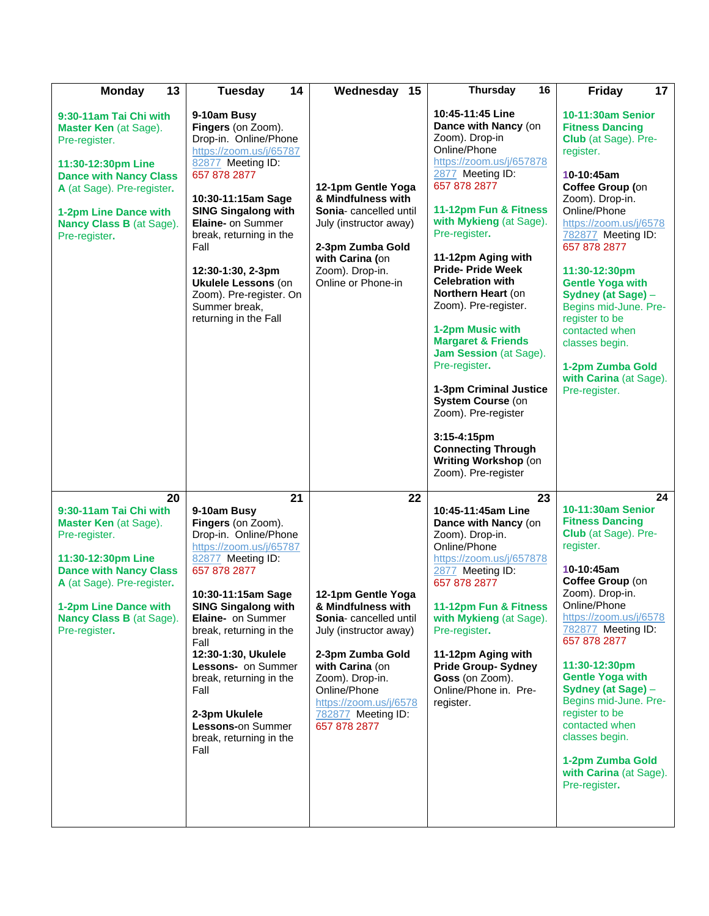| Monday 13 | Tuesday 14 | Wednesday 15 | Thursday 16 | Friday 17 |
|---|---|---|---|---|
| **9:30-11am Tai Chi with Master Ken** (at Sage). Pre-register.<br><br>**11:30-12:30pm Line Dance with Nancy Class A** (at Sage). Pre-register.<br><br>**1-2pm Line Dance with Nancy Class B** (at Sage). Pre-register. | **9-10am Busy Fingers** (on Zoom). Drop-in. Online/Phone https://zoom.us/j/6578782877 Meeting ID: 657 878 2877<br><br>**10:30-11:15am Sage SING Singalong with Elaine-** on Summer break, returning in the Fall<br><br>**12:30-1:30, 2-3pm Ukulele Lessons** (on Zoom). Pre-register. On Summer break, returning in the Fall | **12-1pm Gentle Yoga & Mindfulness with Sonia**- cancelled until July (instructor away)<br><br>**2-3pm Zumba Gold with Carina** (on Zoom). Drop-in. Online or Phone-in | **10:45-11:45 Line Dance with Nancy** (on Zoom). Drop-in Online/Phone https://zoom.us/j/6578782877 Meeting ID: 657 878 2877<br><br>**11-12pm Fun & Fitness with Mykieng** (at Sage). Pre-register.<br><br>**11-12pm Aging with Pride- Pride Week Celebration with Northern Heart** (on Zoom). Pre-register.<br><br>**1-2pm Music with Margaret & Friends Jam Session** (at Sage). Pre-register.<br><br>**1-3pm Criminal Justice System Course** (on Zoom). Pre-register<br><br>**3:15-4:15pm Connecting Through Writing Workshop** (on Zoom). Pre-register | **10-11:30am Senior Fitness Dancing Club** (at Sage). Pre-register.<br><br>**10-10:45am Coffee Group** (on Zoom). Drop-in. Online/Phone https://zoom.us/j/6578782877 Meeting ID: 657 878 2877<br><br>**11:30-12:30pm Gentle Yoga with Sydney (at Sage)** – Begins mid-June. Pre-register to be contacted when classes begin.<br><br>**1-2pm Zumba Gold with Carina** (at Sage). Pre-register. |
| **20**<br>**9:30-11am Tai Chi with Master Ken** (at Sage). Pre-register.<br><br>**11:30-12:30pm Line Dance with Nancy Class A** (at Sage). Pre-register.<br><br>**1-2pm Line Dance with Nancy Class B** (at Sage). Pre-register. | **21**<br>**9-10am Busy Fingers** (on Zoom). Drop-in. Online/Phone https://zoom.us/j/6578782877 Meeting ID: 657 878 2877<br><br>**10:30-11:15am Sage SING Singalong with Elaine-** on Summer break, returning in the Fall<br>**12:30-1:30, Ukulele Lessons-** on Summer break, returning in the Fall<br><br>**2-3pm Ukulele Lessons-**on Summer break, returning in the Fall | **22**<br>**12-1pm Gentle Yoga & Mindfulness with Sonia**- cancelled until July (instructor away)<br><br>**2-3pm Zumba Gold with Carina** (on Zoom). Drop-in. Online/Phone https://zoom.us/j/6578782877 Meeting ID: 657 878 2877 | **23**<br>**10:45-11:45am Line Dance with Nancy** (on Zoom). Drop-in. Online/Phone https://zoom.us/j/6578782877 Meeting ID: 657 878 2877<br><br>**11-12pm Fun & Fitness with Mykieng** (at Sage). Pre-register.<br><br>**11-12pm Aging with Pride Group- Sydney Goss** (on Zoom). Online/Phone in. Pre-register. | **24**<br>**10-11:30am Senior Fitness Dancing Club** (at Sage). Pre-register.<br><br>**10-10:45am Coffee Group** (on Zoom). Drop-in. Online/Phone https://zoom.us/j/6578782877 Meeting ID: 657 878 2877<br><br>**11:30-12:30pm Gentle Yoga with Sydney (at Sage)** – Begins mid-June. Pre-register to be contacted when classes begin.<br><br>**1-2pm Zumba Gold with Carina** (at Sage). Pre-register. |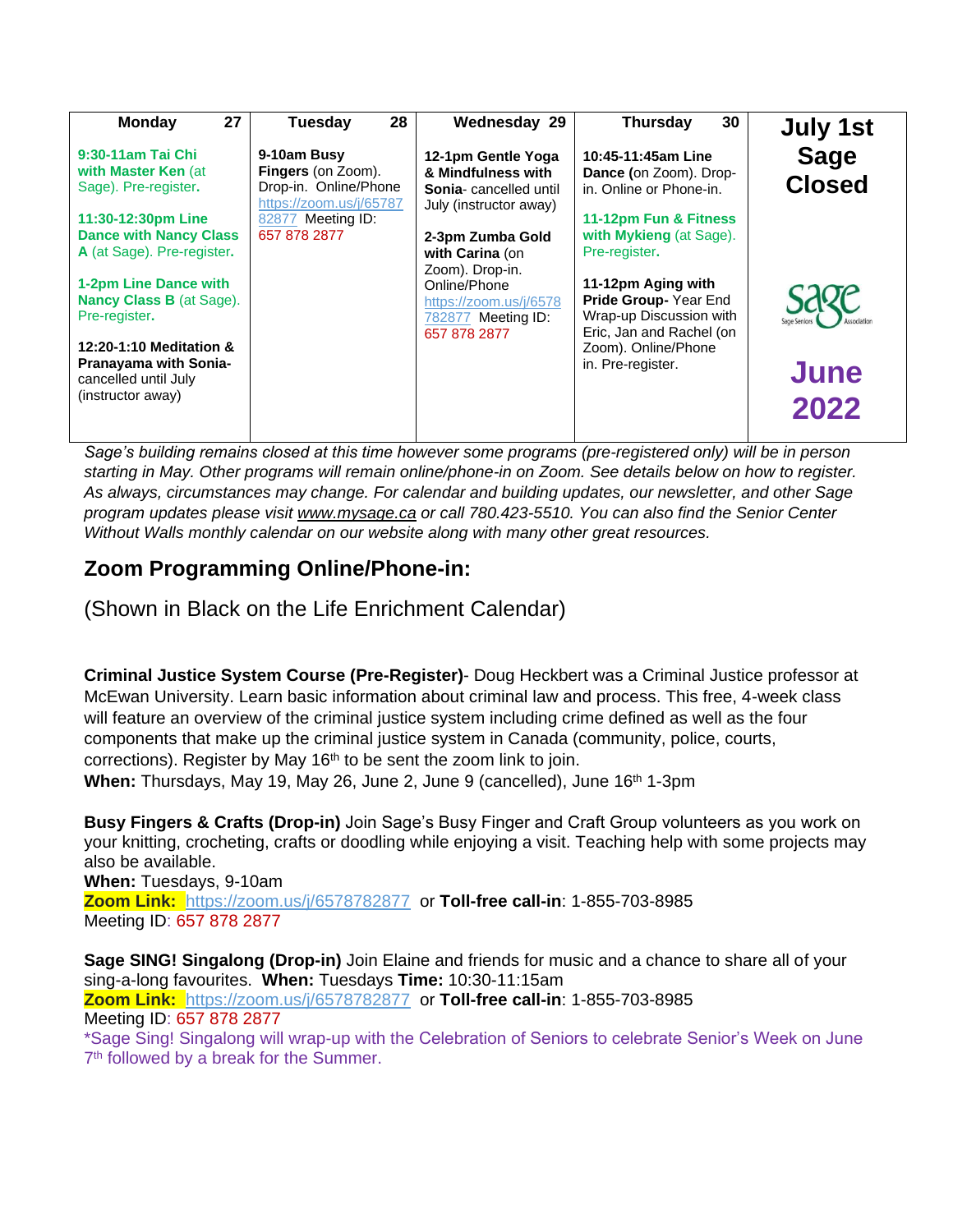| Monday 27 | Tuesday 28 | Wednesday 29 | Thursday 30 | July 1st Sage Closed |
|---|---|---|---|---|
| **9:30-11am Tai Chi with Master Ken** (at Sage). Pre-register. **11:30-12:30pm Line Dance with Nancy Class A** (at Sage). Pre-register. **1-2pm Line Dance with Nancy Class B** (at Sage). Pre-register. **12:20-1:10 Meditation & Pranayama with Sonia**- cancelled until July (instructor away) | **9-10am Busy Fingers** (on Zoom). Drop-in. Online/Phone https://zoom.us/j/6578782877 Meeting ID: 657 878 2877 | **12-1pm Gentle Yoga & Mindfulness with Sonia**- cancelled until July (instructor away) **2-3pm Zumba Gold with Carina** (on Zoom). Drop-in. Online/Phone https://zoom.us/j/6578782877 Meeting ID: 657 878 2877 | **10:45-11:45am Line Dance** (on Zoom). Drop-in. Online or Phone-in. **11-12pm Fun & Fitness with Mykieng** (at Sage). Pre-register. **11-12pm Aging with Pride Group**- Year End Wrap-up Discussion with Eric, Jan and Rachel (on Zoom). Online/Phone in. Pre-register. | Sage Seniors Association **June 2022** |

*Sage's building remains closed at this time however some programs (pre-registered only) will be in person starting in May. Other programs will remain online/phone-in on Zoom. See details below on how to register. As always, circumstances may change. For calendar and building updates, our newsletter, and other Sage program updates please visit www.mysage.ca or call 780.423-5510. You can also find the Senior Center Without Walls monthly calendar on our website along with many other great resources.*

## Zoom Programming Online/Phone-in:

(Shown in Black on the Life Enrichment Calendar)

**Criminal Justice System Course (Pre-Register)**- Doug Heckbert was a Criminal Justice professor at McEwan University. Learn basic information about criminal law and process. This free, 4-week class will feature an overview of the criminal justice system including crime defined as well as the four components that make up the criminal justice system in Canada (community, police, courts, corrections). Register by May 16th to be sent the zoom link to join.
**When:** Thursdays, May 19, May 26, June 2, June 9 (cancelled), June 16th 1-3pm

**Busy Fingers & Crafts (Drop-in)** Join Sage's Busy Finger and Craft Group volunteers as you work on your knitting, crocheting, crafts or doodling while enjoying a visit. Teaching help with some projects may also be available.
**When:** Tuesdays, 9-10am
**Zoom Link:** https://zoom.us/j/6578782877 or **Toll-free call-in**: 1-855-703-8985
Meeting ID: 657 878 2877

**Sage SING! Singalong (Drop-in)** Join Elaine and friends for music and a chance to share all of your sing-a-long favourites. **When:** Tuesdays **Time:** 10:30-11:15am
**Zoom Link:** https://zoom.us/j/6578782877 or **Toll-free call-in**: 1-855-703-8985
Meeting ID: 657 878 2877
*Sage Sing! Singalong will wrap-up with the Celebration of Seniors to celebrate Senior's Week on June 7th followed by a break for the Summer.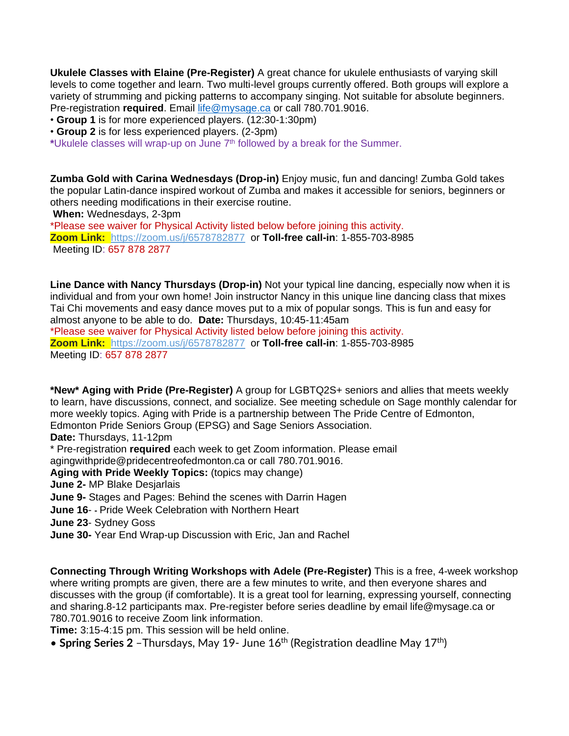**Ukulele Classes with Elaine (Pre-Register)** A great chance for ukulele enthusiasts of varying skill levels to come together and learn. Two multi-level groups currently offered. Both groups will explore a variety of strumming and picking patterns to accompany singing. Not suitable for absolute beginners. Pre-registration **required**. Email life@mysage.ca or call 780.701.9016.

• **Group 1** is for more experienced players. (12:30-1:30pm)
• **Group 2** is for less experienced players. (2-3pm)

***Ukulele classes will wrap-up on June 7th followed by a break for the Summer.**

**Zumba Gold with Carina Wednesdays (Drop-in)** Enjoy music, fun and dancing! Zumba Gold takes the popular Latin-dance inspired workout of Zumba and makes it accessible for seniors, beginners or others needing modifications in their exercise routine.

**When:** Wednesdays, 2-3pm

*Please see waiver for Physical Activity listed below before joining this activity.

**Zoom Link:** https://zoom.us/j/6578782877 or **Toll-free call-in**: 1-855-703-8985
Meeting ID: 657 878 2877

**Line Dance with Nancy Thursdays (Drop-in)** Not your typical line dancing, especially now when it is individual and from your own home! Join instructor Nancy in this unique line dancing class that mixes Tai Chi movements and easy dance moves put to a mix of popular songs. This is fun and easy for almost anyone to be able to do. **Date:** Thursdays, 10:45-11:45am

*Please see waiver for Physical Activity listed below before joining this activity.

**Zoom Link:** https://zoom.us/j/6578782877 or **Toll-free call-in**: 1-855-703-8985
Meeting ID: 657 878 2877

**\*New\* Aging with Pride (Pre-Register)** A group for LGBTQ2S+ seniors and allies that meets weekly to learn, have discussions, connect, and socialize. See meeting schedule on Sage monthly calendar for more weekly topics. Aging with Pride is a partnership between The Pride Centre of Edmonton, Edmonton Pride Seniors Group (EPSG) and Sage Seniors Association.

**Date:** Thursdays, 11-12pm

\* Pre-registration **required** each week to get Zoom information. Please email agingwithpride@pridecentreofedmonton.ca or call 780.701.9016.

**Aging with Pride Weekly Topics:** (topics may change)

**June 2-** MP Blake Desjarlais
**June 9-** Stages and Pages: Behind the scenes with Darrin Hagen
**June 16**- - Pride Week Celebration with Northern Heart
**June 23**- Sydney Goss
**June 30-** Year End Wrap-up Discussion with Eric, Jan and Rachel

**Connecting Through Writing Workshops with Adele (Pre-Register)** This is a free, 4-week workshop where writing prompts are given, there are a few minutes to write, and then everyone shares and discusses with the group (if comfortable). It is a great tool for learning, expressing yourself, connecting and sharing.8-12 participants max. Pre-register before series deadline by email life@mysage.ca or 780.701.9016 to receive Zoom link information.

**Time:** 3:15-4:15 pm. This session will be held online.

• **Spring Series 2** –Thursdays, May 19- June 16th (Registration deadline May 17th)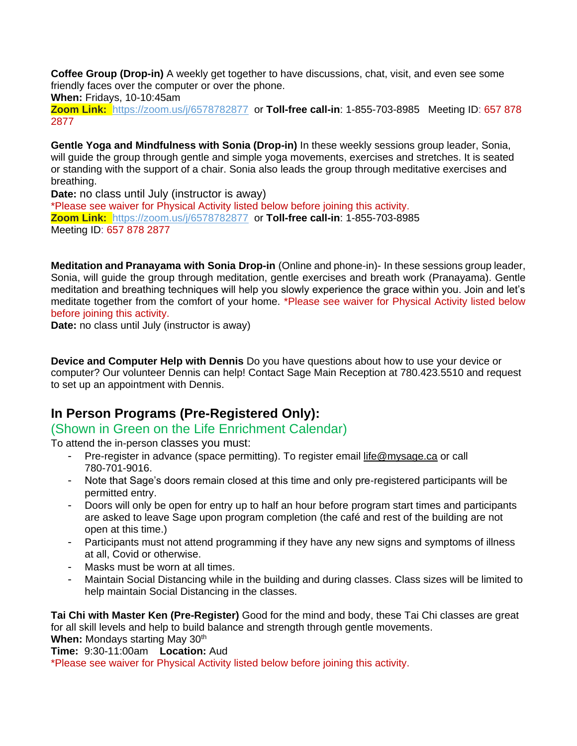**Coffee Group (Drop-in)** A weekly get together to have discussions, chat, visit, and even see some friendly faces over the computer or over the phone.
**When:** Fridays, 10-10:45am
**Zoom Link:** https://zoom.us/j/6578782877 or **Toll-free call-in**: 1-855-703-8985 Meeting ID: 657 878 2877

**Gentle Yoga and Mindfulness with Sonia (Drop-in)** In these weekly sessions group leader, Sonia, will guide the group through gentle and simple yoga movements, exercises and stretches. It is seated or standing with the support of a chair. Sonia also leads the group through meditative exercises and breathing.
**Date:** no class until July (instructor is away)
*Please see waiver for Physical Activity listed below before joining this activity.
**Zoom Link:** https://zoom.us/j/6578782877 or **Toll-free call-in**: 1-855-703-8985
Meeting ID: 657 878 2877

**Meditation and Pranayama with Sonia Drop-in** (Online and phone-in)- In these sessions group leader, Sonia, will guide the group through meditation, gentle exercises and breath work (Pranayama). Gentle meditation and breathing techniques will help you slowly experience the grace within you. Join and let's meditate together from the comfort of your home. *Please see waiver for Physical Activity listed below before joining this activity.
**Date:** no class until July (instructor is away)

**Device and Computer Help with Dennis** Do you have questions about how to use your device or computer? Our volunteer Dennis can help! Contact Sage Main Reception at 780.423.5510 and request to set up an appointment with Dennis.

## In Person Programs (Pre-Registered Only):

### (Shown in Green on the Life Enrichment Calendar)

To attend the in-person classes you must:

- Pre-register in advance (space permitting). To register email life@mysage.ca or call 780-701-9016.
- Note that Sage's doors remain closed at this time and only pre-registered participants will be permitted entry.
- Doors will only be open for entry up to half an hour before program start times and participants are asked to leave Sage upon program completion (the café and rest of the building are not open at this time.)
- Participants must not attend programming if they have any new signs and symptoms of illness at all, Covid or otherwise.
- Masks must be worn at all times.
- Maintain Social Distancing while in the building and during classes. Class sizes will be limited to help maintain Social Distancing in the classes.

**Tai Chi with Master Ken (Pre-Register)** Good for the mind and body, these Tai Chi classes are great for all skill levels and help to build balance and strength through gentle movements.
**When:** Mondays starting May 30th
**Time:** 9:30-11:00am **Location:** Aud
*Please see waiver for Physical Activity listed below before joining this activity.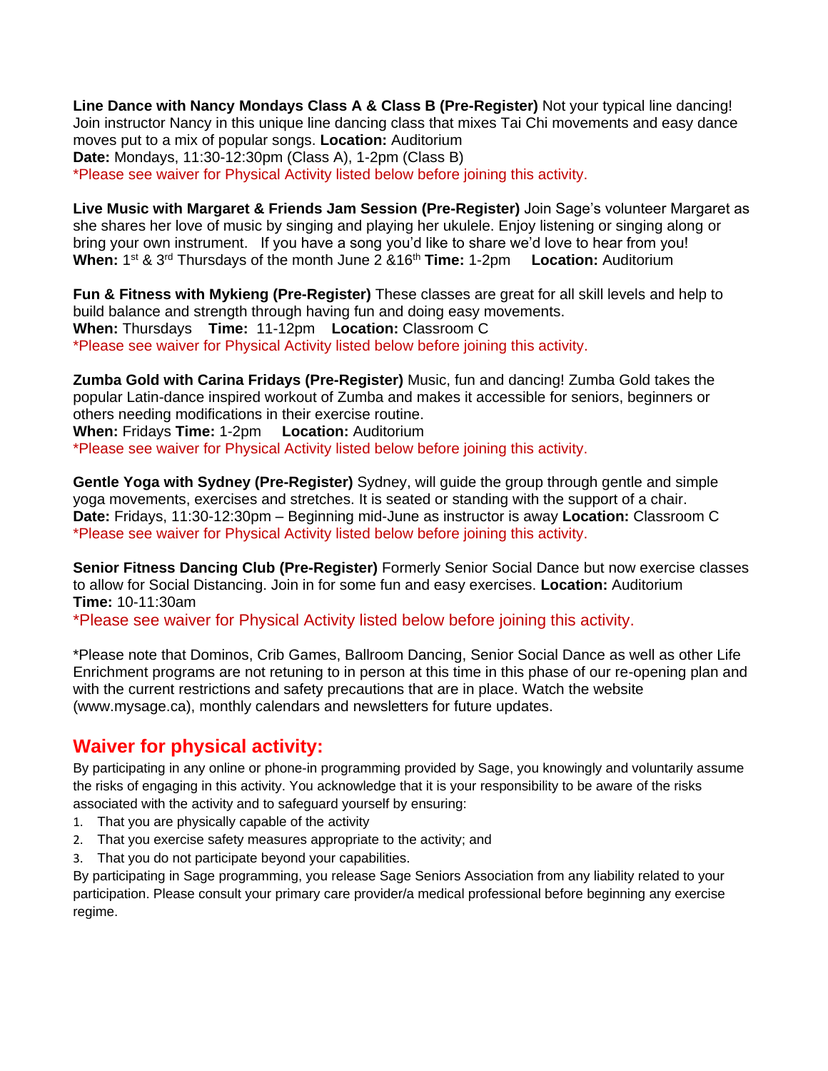**Line Dance with Nancy Mondays Class A & Class B (Pre-Register)** Not your typical line dancing! Join instructor Nancy in this unique line dancing class that mixes Tai Chi movements and easy dance moves put to a mix of popular songs. **Location:** Auditorium
**Date:** Mondays, 11:30-12:30pm (Class A), 1-2pm (Class B)
*Please see waiver for Physical Activity listed below before joining this activity.

**Live Music with Margaret & Friends Jam Session (Pre-Register)** Join Sage's volunteer Margaret as she shares her love of music by singing and playing her ukulele. Enjoy listening or singing along or bring your own instrument. If you have a song you'd like to share we'd love to hear from you!
**When:** 1st & 3rd Thursdays of the month June 2 &16th **Time:** 1-2pm **Location:** Auditorium

**Fun & Fitness with Mykieng (Pre-Register)** These classes are great for all skill levels and help to build balance and strength through having fun and doing easy movements.
**When:** Thursdays **Time:** 11-12pm **Location:** Classroom C
*Please see waiver for Physical Activity listed below before joining this activity.

**Zumba Gold with Carina Fridays (Pre-Register)** Music, fun and dancing! Zumba Gold takes the popular Latin-dance inspired workout of Zumba and makes it accessible for seniors, beginners or others needing modifications in their exercise routine.
**When:** Fridays **Time:** 1-2pm **Location:** Auditorium
*Please see waiver for Physical Activity listed below before joining this activity.

**Gentle Yoga with Sydney (Pre-Register)** Sydney, will guide the group through gentle and simple yoga movements, exercises and stretches. It is seated or standing with the support of a chair.
**Date:** Fridays, 11:30-12:30pm – Beginning mid-June as instructor is away **Location:** Classroom C
*Please see waiver for Physical Activity listed below before joining this activity.

**Senior Fitness Dancing Club (Pre-Register)** Formerly Senior Social Dance but now exercise classes to allow for Social Distancing. Join in for some fun and easy exercises. **Location:** Auditorium
**Time:** 10-11:30am
*Please see waiver for Physical Activity listed below before joining this activity.

*Please note that Dominos, Crib Games, Ballroom Dancing, Senior Social Dance as well as other Life Enrichment programs are not retuning to in person at this time in this phase of our re-opening plan and with the current restrictions and safety precautions that are in place. Watch the website (www.mysage.ca), monthly calendars and newsletters for future updates.

## Waiver for physical activity:

By participating in any online or phone-in programming provided by Sage, you knowingly and voluntarily assume the risks of engaging in this activity. You acknowledge that it is your responsibility to be aware of the risks associated with the activity and to safeguard yourself by ensuring:

1. That you are physically capable of the activity
2. That you exercise safety measures appropriate to the activity; and
3. That you do not participate beyond your capabilities.

By participating in Sage programming, you release Sage Seniors Association from any liability related to your participation. Please consult your primary care provider/a medical professional before beginning any exercise regime.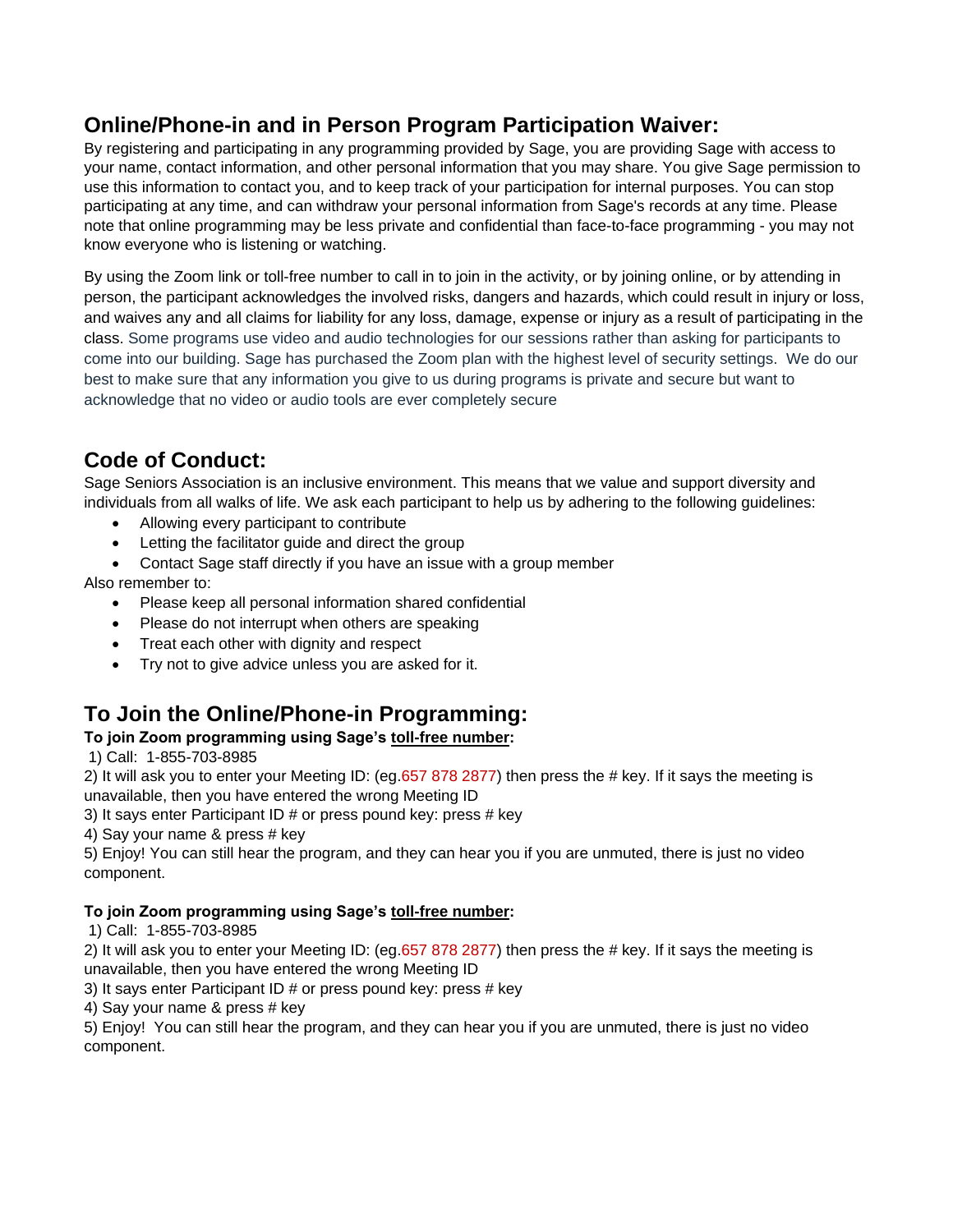## Online/Phone-in and in Person Program Participation Waiver:

By registering and participating in any programming provided by Sage, you are providing Sage with access to your name, contact information, and other personal information that you may share. You give Sage permission to use this information to contact you, and to keep track of your participation for internal purposes. You can stop participating at any time, and can withdraw your personal information from Sage's records at any time. Please note that online programming may be less private and confidential than face-to-face programming - you may not know everyone who is listening or watching.

By using the Zoom link or toll-free number to call in to join in the activity, or by joining online, or by attending in person, the participant acknowledges the involved risks, dangers and hazards, which could result in injury or loss, and waives any and all claims for liability for any loss, damage, expense or injury as a result of participating in the class. Some programs use video and audio technologies for our sessions rather than asking for participants to come into our building. Sage has purchased the Zoom plan with the highest level of security settings. We do our best to make sure that any information you give to us during programs is private and secure but want to acknowledge that no video or audio tools are ever completely secure

## Code of Conduct:

Sage Seniors Association is an inclusive environment. This means that we value and support diversity and individuals from all walks of life. We ask each participant to help us by adhering to the following guidelines:

- Allowing every participant to contribute
- Letting the facilitator guide and direct the group
- Contact Sage staff directly if you have an issue with a group member

Also remember to:

- Please keep all personal information shared confidential
- Please do not interrupt when others are speaking
- Treat each other with dignity and respect
- Try not to give advice unless you are asked for it.

## To Join the Online/Phone-in Programming:

**To join Zoom programming using Sage's toll-free number:**

1) Call: 1-855-703-8985
2) It will ask you to enter your Meeting ID: (eg.657 878 2877) then press the # key. If it says the meeting is unavailable, then you have entered the wrong Meeting ID
3) It says enter Participant ID # or press pound key: press # key
4) Say your name & press # key
5) Enjoy! You can still hear the program, and they can hear you if you are unmuted, there is just no video component.

**To join Zoom programming using Sage's toll-free number:**

1) Call: 1-855-703-8985
2) It will ask you to enter your Meeting ID: (eg.657 878 2877) then press the # key. If it says the meeting is unavailable, then you have entered the wrong Meeting ID
3) It says enter Participant ID # or press pound key: press # key
4) Say your name & press # key
5) Enjoy! You can still hear the program, and they can hear you if you are unmuted, there is just no video component.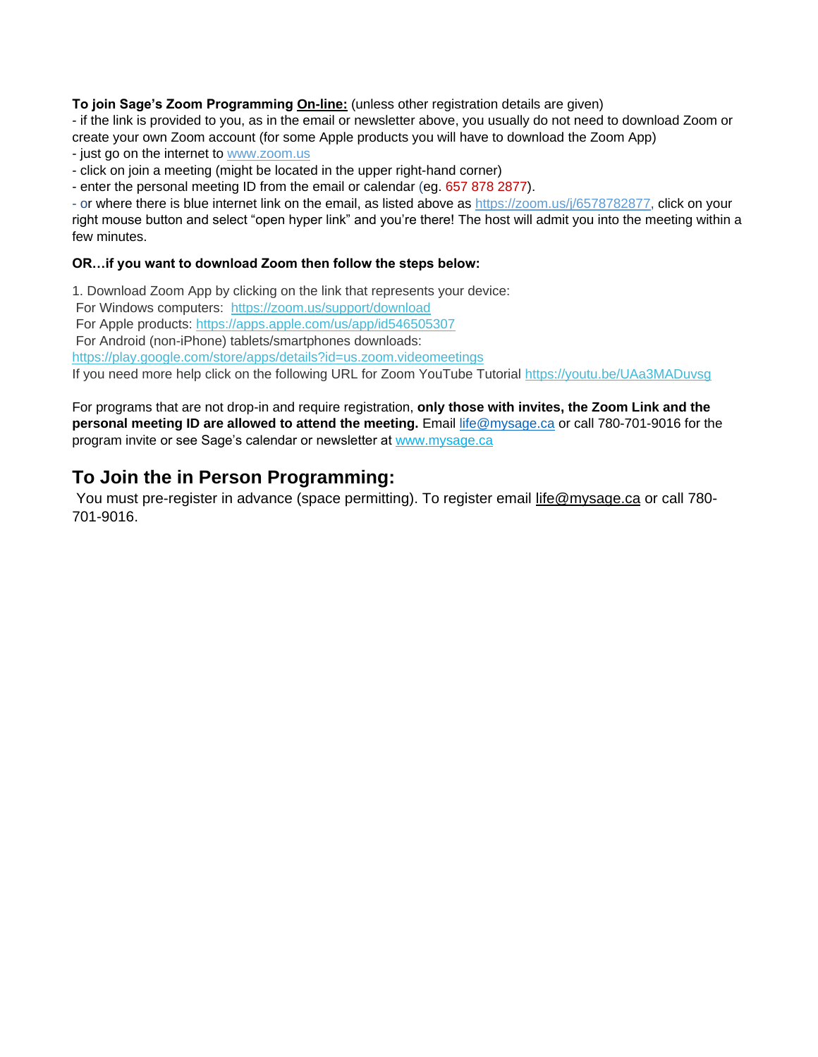**To join Sage's Zoom Programming <u>On-line:</u>** (unless other registration details are given)

- if the link is provided to you, as in the email or newsletter above, you usually do not need to download Zoom or create your own Zoom account (for some Apple products you will have to download the Zoom App)
- just go on the internet to www.zoom.us
- click on join a meeting (might be located in the upper right-hand corner)
- enter the personal meeting ID from the email or calendar (eg. 657 878 2877).
- or where there is blue internet link on the email, as listed above as https://zoom.us/j/6578782877, click on your right mouse button and select "open hyper link" and you're there! The host will admit you into the meeting within a few minutes.

**OR…if you want to download Zoom then follow the steps below:**

1. Download Zoom App by clicking on the link that represents your device:

For Windows computers: https://zoom.us/support/download

For Apple products: https://apps.apple.com/us/app/id546505307

For Android (non-iPhone) tablets/smartphones downloads: https://play.google.com/store/apps/details?id=us.zoom.videomeetings

If you need more help click on the following URL for Zoom YouTube Tutorial https://youtu.be/UAa3MADuvsg

For programs that are not drop-in and require registration, **only those with invites, the Zoom Link and the personal meeting ID are allowed to attend the meeting.** Email life@mysage.ca or call 780-701-9016 for the program invite or see Sage's calendar or newsletter at www.mysage.ca

## To Join the in Person Programming:

You must pre-register in advance (space permitting). To register email life@mysage.ca or call 780-701-9016.